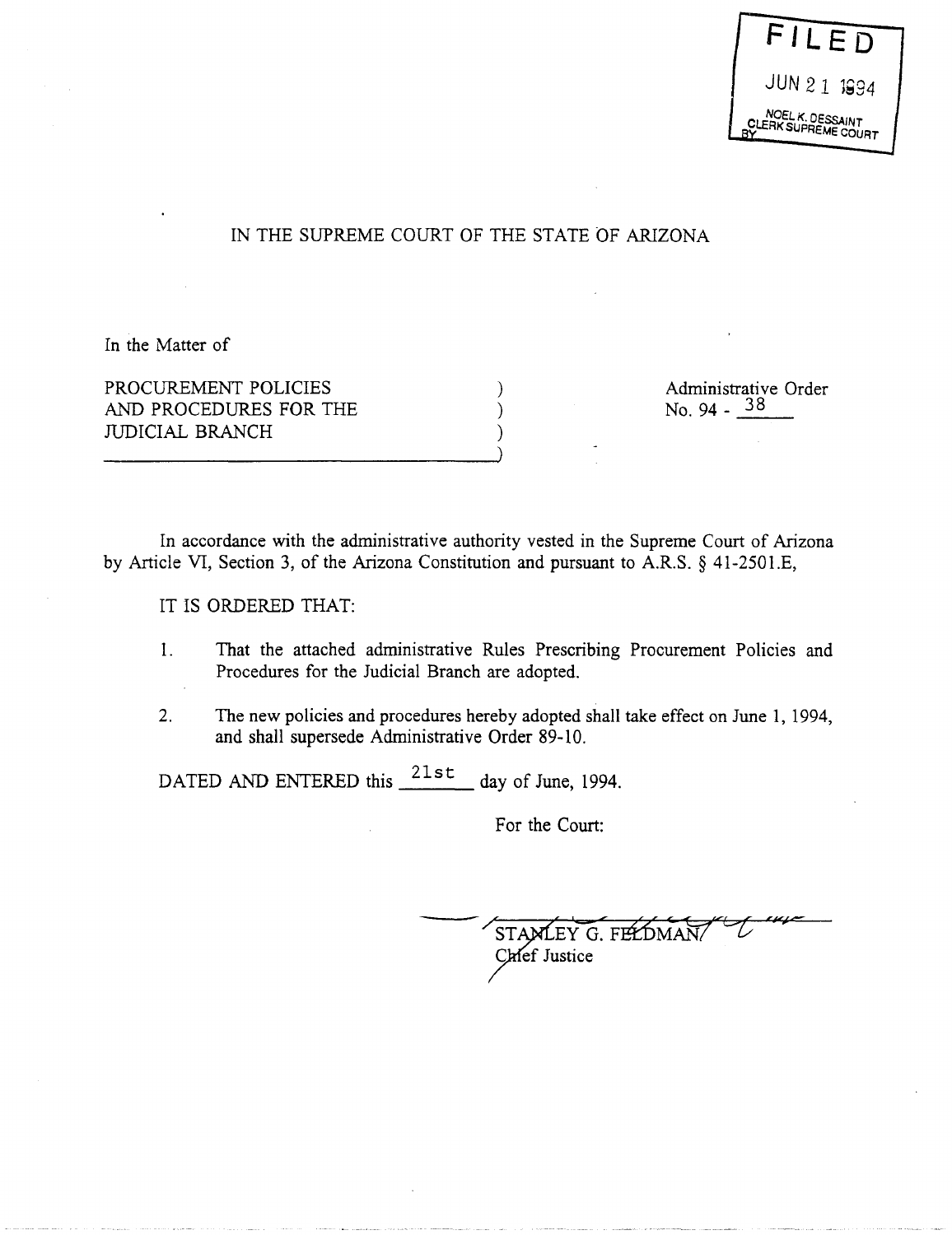FILED

JUN 21 1994

NOEL K. DESSAINT
CLERK SUPREME COURT
BY

IN THE SUPREME COURT OF THE STATE OF ARIZONA

In the Matter of

| | |
|---|---|
| PROCUREMENT POLICIES AND PROCEDURES FOR THE JUDICIAL BRANCH | Administrative Order No. 94 - 38 |

In accordance with the administrative authority vested in the Supreme Court of Arizona by Article VI, Section 3, of the Arizona Constitution and pursuant to A.R.S. § 41-2501.E,

IT IS ORDERED THAT:

1. That the attached administrative Rules Prescribing Procurement Policies and Procedures for the Judicial Branch are adopted.

2. The new policies and procedures hereby adopted shall take effect on June 1, 1994, and shall supersede Administrative Order 89-10.

DATED AND ENTERED this 21st day of June, 1994.

For the Court:

STANLEY G. FELDMAN
Chief Justice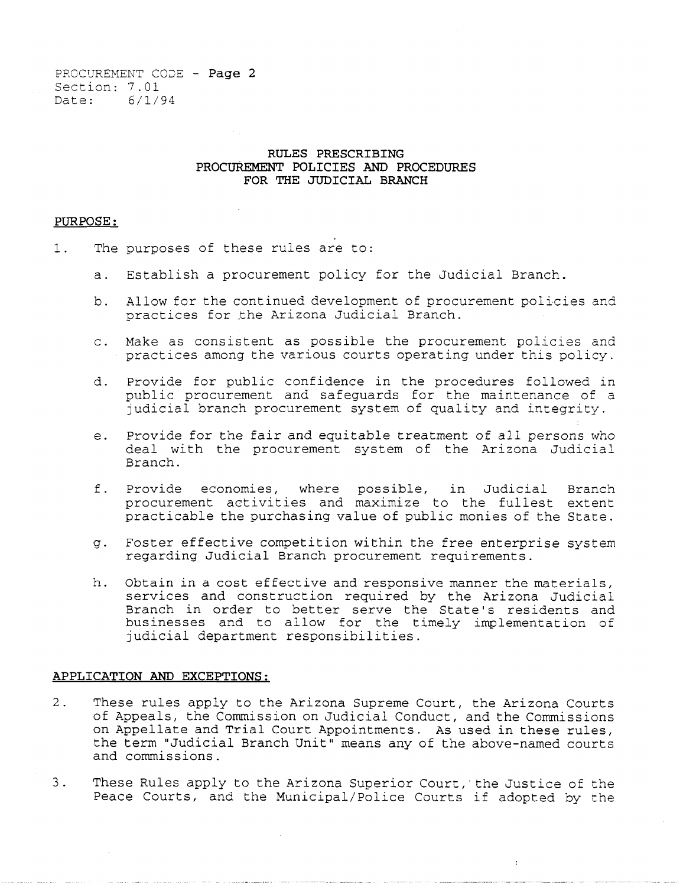# RULES PRESCRIBING PROCUREMENT POLICIES AND PROCEDURES FOR THE JUDICIAL BRANCH

## PURPOSE:

1. The purposes of these rules are to:

   a. Establish a procurement policy for the Judicial Branch.

   b. Allow for the continued development of procurement policies and practices for the Arizona Judicial Branch.

   c. Make as consistent as possible the procurement policies and practices among the various courts operating under this policy.

   d. Provide for public confidence in the procedures followed in public procurement and safeguards for the maintenance of a judicial branch procurement system of quality and integrity.

   e. Provide for the fair and equitable treatment of all persons who deal with the procurement system of the Arizona Judicial Branch.

   f. Provide economies, where possible, in Judicial Branch procurement activities and maximize to the fullest extent practicable the purchasing value of public monies of the State.

   g. Foster effective competition within the free enterprise system regarding Judicial Branch procurement requirements.

   h. Obtain in a cost effective and responsive manner the materials, services and construction required by the Arizona Judicial Branch in order to better serve the State's residents and businesses and to allow for the timely implementation of judicial department responsibilities.

## APPLICATION AND EXCEPTIONS:

2. These rules apply to the Arizona Supreme Court, the Arizona Courts of Appeals, the Commission on Judicial Conduct, and the Commissions on Appellate and Trial Court Appointments. As used in these rules, the term "Judicial Branch Unit" means any of the above-named courts and commissions.

3. These Rules apply to the Arizona Superior Court, the Justice of the Peace Courts, and the Municipal/Police Courts if adopted by the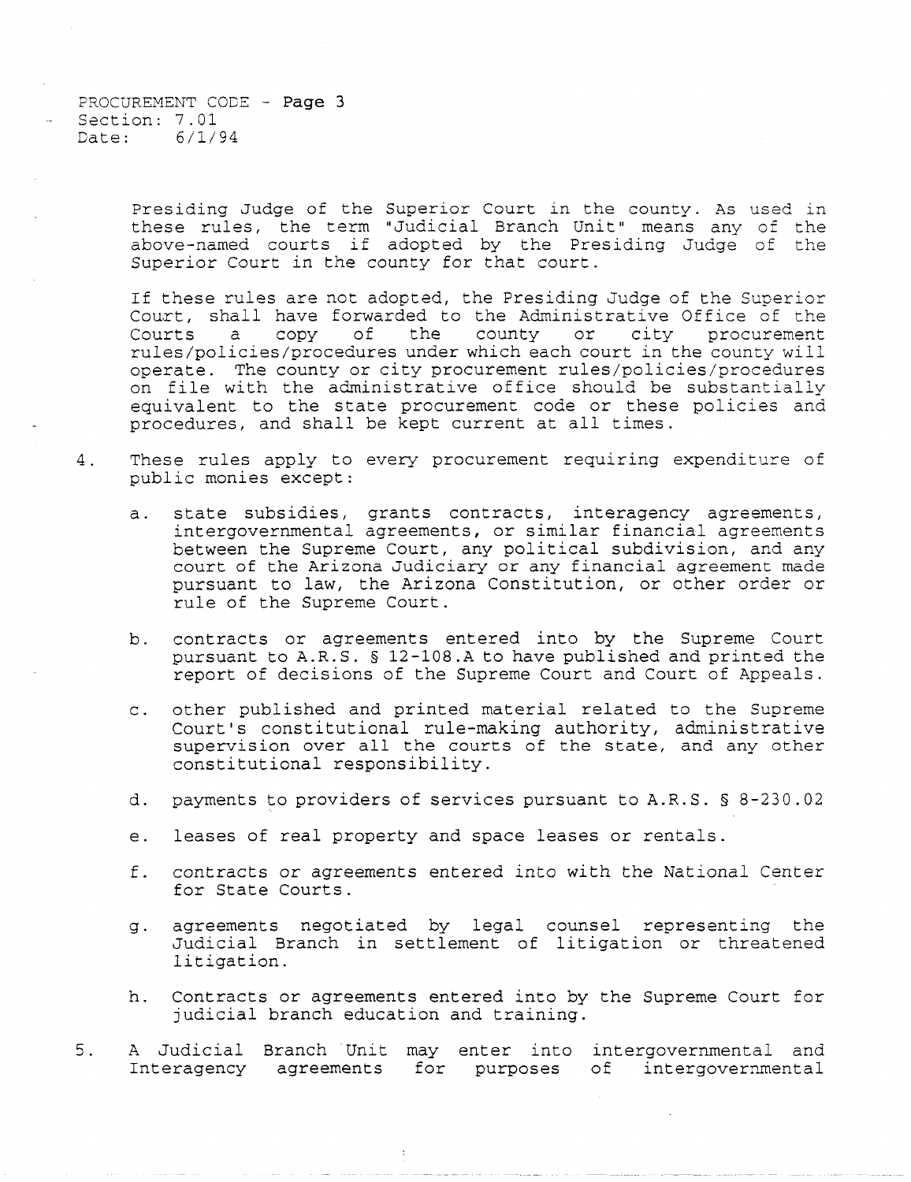Presiding Judge of the Superior Court in the county. As used in these rules, the term "Judicial Branch Unit" means any of the above-named courts if adopted by the Presiding Judge of the Superior Court in the county for that court.

If these rules are not adopted, the Presiding Judge of the Superior Court, shall have forwarded to the Administrative Office of the Courts a copy of the county or city procurement rules/policies/procedures under which each court in the county will operate. The county or city procurement rules/policies/procedures on file with the administrative office should be substantially equivalent to the state procurement code or these policies and procedures, and shall be kept current at all times.

4. These rules apply to every procurement requiring expenditure of public monies except:

   a. state subsidies, grants contracts, interagency agreements, intergovernmental agreements, or similar financial agreements between the Supreme Court, any political subdivision, and any court of the Arizona Judiciary or any financial agreement made pursuant to law, the Arizona Constitution, or other order or rule of the Supreme Court.

   b. contracts or agreements entered into by the Supreme Court pursuant to A.R.S. § 12-108.A to have published and printed the report of decisions of the Supreme Court and Court of Appeals.

   c. other published and printed material related to the Supreme Court's constitutional rule-making authority, administrative supervision over all the courts of the state, and any other constitutional responsibility.

   d. payments to providers of services pursuant to A.R.S. § 8-230.02

   e. leases of real property and space leases or rentals.

   f. contracts or agreements entered into with the National Center for State Courts.

   g. agreements negotiated by legal counsel representing the Judicial Branch in settlement of litigation or threatened litigation.

   h. Contracts or agreements entered into by the Supreme Court for judicial branch education and training.

5. A Judicial Branch Unit may enter into intergovernmental and Interagency agreements for purposes of intergovernmental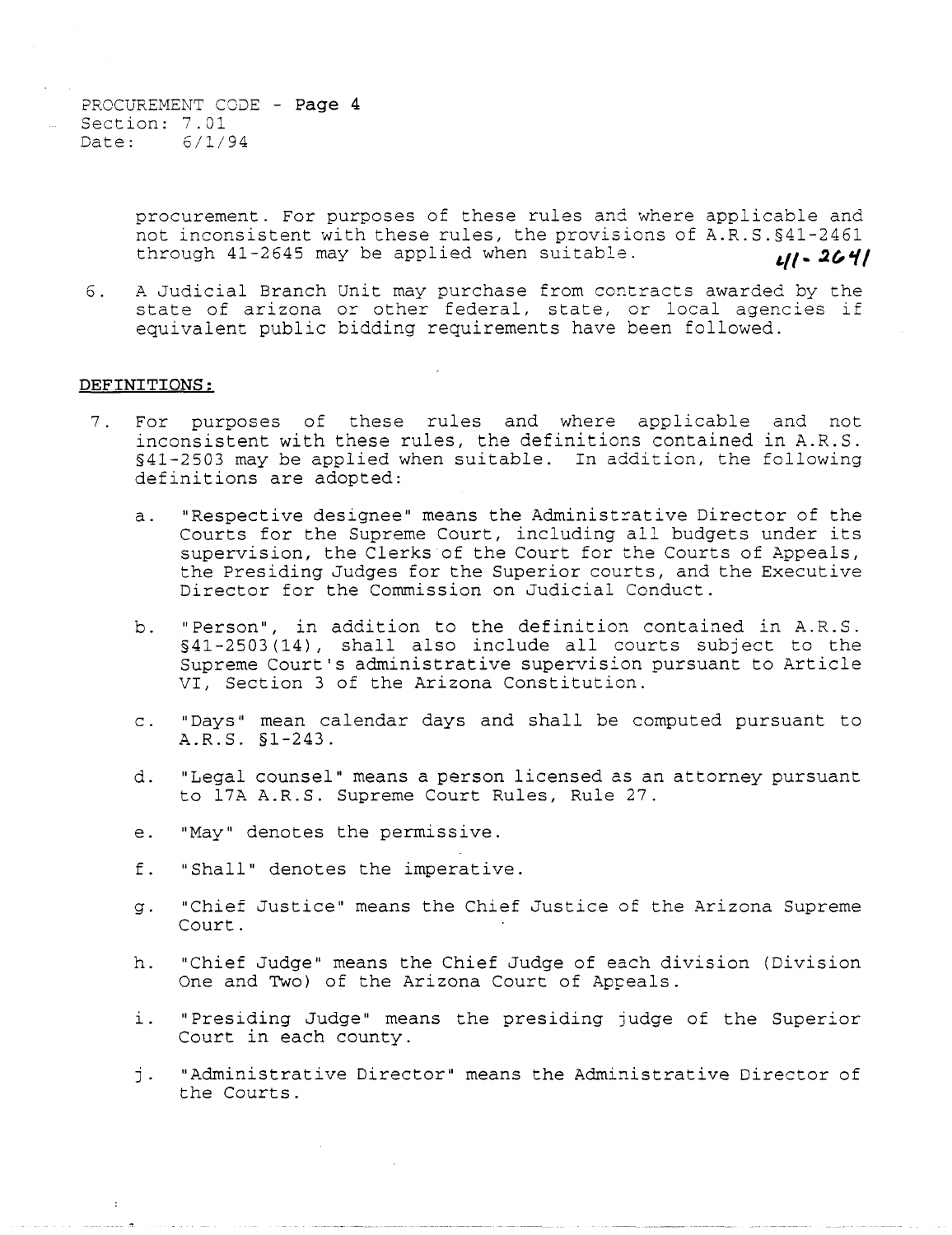procurement. For purposes of these rules and where applicable and not inconsistent with these rules, the provisions of A.R.S.§41-2461 through 41-2645 may be applied when suitable. 41-2641

6. A Judicial Branch Unit may purchase from contracts awarded by the state of arizona or other federal, state, or local agencies if equivalent public bidding requirements have been followed.

**DEFINITIONS:**

7. For purposes of these rules and where applicable and not inconsistent with these rules, the definitions contained in A.R.S. §41-2503 may be applied when suitable. In addition, the following definitions are adopted:

   a. "Respective designee" means the Administrative Director of the Courts for the Supreme Court, including all budgets under its supervision, the Clerks of the Court for the Courts of Appeals, the Presiding Judges for the Superior courts, and the Executive Director for the Commission on Judicial Conduct.

   b. "Person", in addition to the definition contained in A.R.S. §41-2503(14), shall also include all courts subject to the Supreme Court's administrative supervision pursuant to Article VI, Section 3 of the Arizona Constitution.

   c. "Days" mean calendar days and shall be computed pursuant to A.R.S. §1-243.

   d. "Legal counsel" means a person licensed as an attorney pursuant to 17A A.R.S. Supreme Court Rules, Rule 27.

   e. "May" denotes the permissive.

   f. "Shall" denotes the imperative.

   g. "Chief Justice" means the Chief Justice of the Arizona Supreme Court.

   h. "Chief Judge" means the Chief Judge of each division (Division One and Two) of the Arizona Court of Appeals.

   i. "Presiding Judge" means the presiding judge of the Superior Court in each county.

   j. "Administrative Director" means the Administrative Director of the Courts.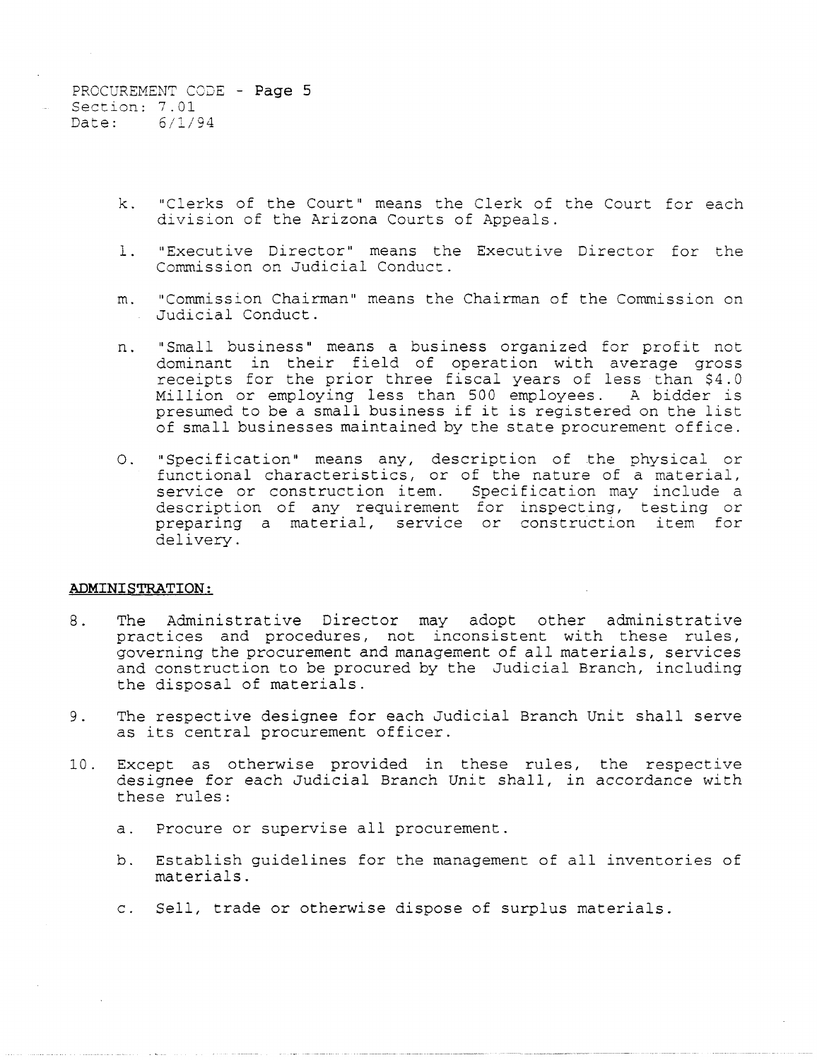k. "Clerks of the Court" means the Clerk of the Court for each division of the Arizona Courts of Appeals.

l. "Executive Director" means the Executive Director for the Commission on Judicial Conduct.

m. "Commission Chairman" means the Chairman of the Commission on Judicial Conduct.

n. "Small business" means a business organized for profit not dominant in their field of operation with average gross receipts for the prior three fiscal years of less than $4.0 Million or employing less than 500 employees. A bidder is presumed to be a small business if it is registered on the list of small businesses maintained by the state procurement office.

o. "Specification" means any, description of the physical or functional characteristics, or of the nature of a material, service or construction item. Specification may include a description of any requirement for inspecting, testing or preparing a material, service or construction item for delivery.

**ADMINISTRATION:**

8. The Administrative Director may adopt other administrative practices and procedures, not inconsistent with these rules, governing the procurement and management of all materials, services and construction to be procured by the Judicial Branch, including the disposal of materials.

9. The respective designee for each Judicial Branch Unit shall serve as its central procurement officer.

10. Except as otherwise provided in these rules, the respective designee for each Judicial Branch Unit shall, in accordance with these rules:

    a. Procure or supervise all procurement.

    b. Establish guidelines for the management of all inventories of materials.

    c. Sell, trade or otherwise dispose of surplus materials.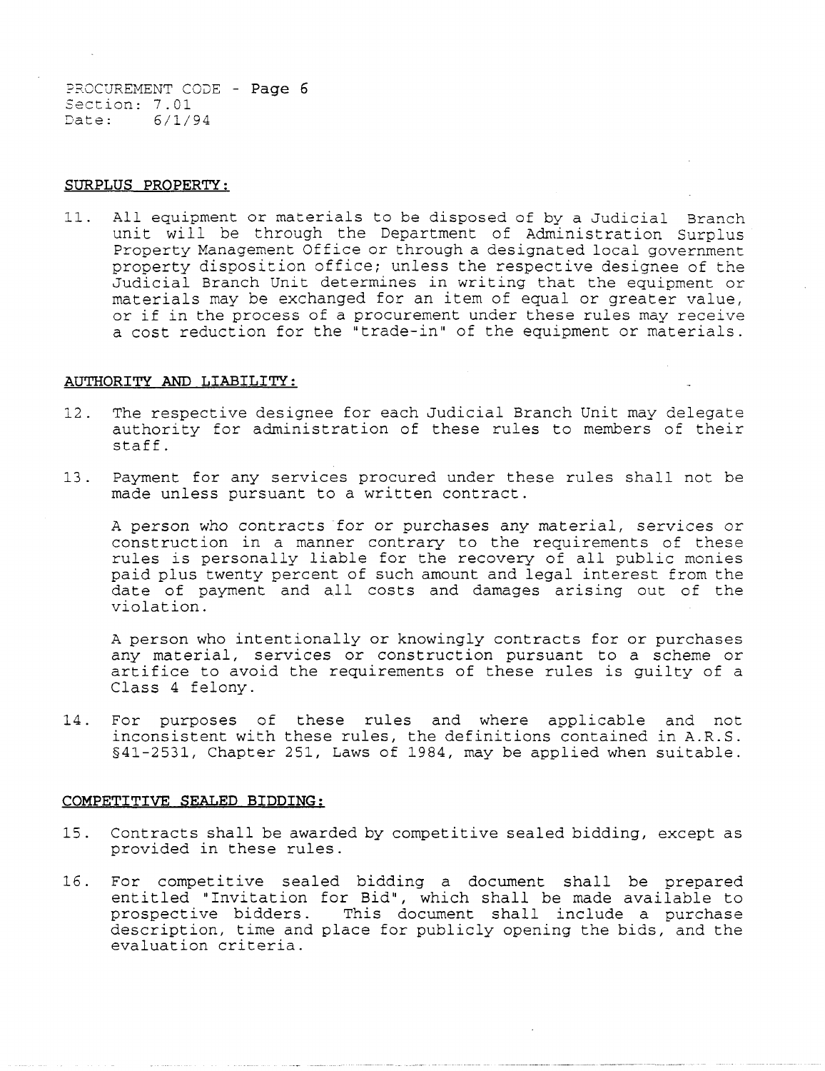## SURPLUS PROPERTY:

11. All equipment or materials to be disposed of by a Judicial Branch unit will be through the Department of Administration Surplus Property Management Office or through a designated local government property disposition office; unless the respective designee of the Judicial Branch Unit determines in writing that the equipment or materials may be exchanged for an item of equal or greater value, or if in the process of a procurement under these rules may receive a cost reduction for the "trade-in" of the equipment or materials.

## AUTHORITY AND LIABILITY:

12. The respective designee for each Judicial Branch Unit may delegate authority for administration of these rules to members of their staff.

13. Payment for any services procured under these rules shall not be made unless pursuant to a written contract.

    A person who contracts for or purchases any material, services or construction in a manner contrary to the requirements of these rules is personally liable for the recovery of all public monies paid plus twenty percent of such amount and legal interest from the date of payment and all costs and damages arising out of the violation.

    A person who intentionally or knowingly contracts for or purchases any material, services or construction pursuant to a scheme or artifice to avoid the requirements of these rules is guilty of a Class 4 felony.

14. For purposes of these rules and where applicable and not inconsistent with these rules, the definitions contained in A.R.S. §41-2531, Chapter 251, Laws of 1984, may be applied when suitable.

## COMPETITIVE SEALED BIDDING:

15. Contracts shall be awarded by competitive sealed bidding, except as provided in these rules.

16. For competitive sealed bidding a document shall be prepared entitled "Invitation for Bid", which shall be made available to prospective bidders. This document shall include a purchase description, time and place for publicly opening the bids, and the evaluation criteria.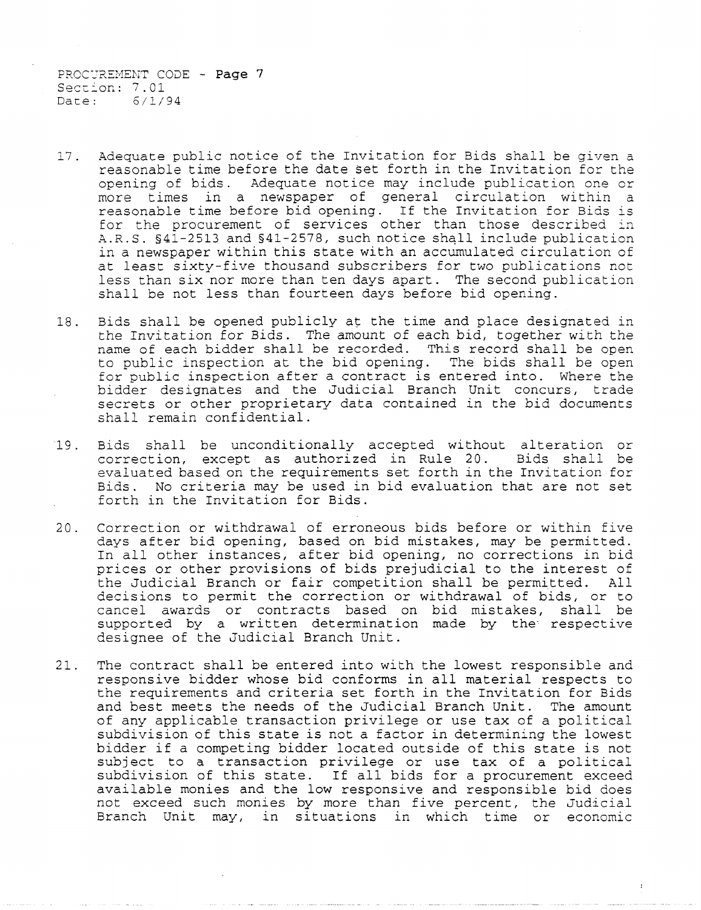17. Adequate public notice of the Invitation for Bids shall be given a reasonable time before the date set forth in the Invitation for the opening of bids. Adequate notice may include publication one or more times in a newspaper of general circulation within a reasonable time before bid opening. If the Invitation for Bids is for the procurement of services other than those described in A.R.S. §41-2513 and §41-2578, such notice shall include publication in a newspaper within this state with an accumulated circulation of at least sixty-five thousand subscribers for two publications not less than six nor more than ten days apart. The second publication shall be not less than fourteen days before bid opening.

18. Bids shall be opened publicly at the time and place designated in the Invitation for Bids. The amount of each bid, together with the name of each bidder shall be recorded. This record shall be open to public inspection at the bid opening. The bids shall be open for public inspection after a contract is entered into. Where the bidder designates and the Judicial Branch Unit concurs, trade secrets or other proprietary data contained in the bid documents shall remain confidential.

19. Bids shall be unconditionally accepted without alteration or correction, except as authorized in Rule 20. Bids shall be evaluated based on the requirements set forth in the Invitation for Bids. No criteria may be used in bid evaluation that are not set forth in the Invitation for Bids.

20. Correction or withdrawal of erroneous bids before or within five days after bid opening, based on bid mistakes, may be permitted. In all other instances, after bid opening, no corrections in bid prices or other provisions of bids prejudicial to the interest of the Judicial Branch or fair competition shall be permitted. All decisions to permit the correction or withdrawal of bids, or to cancel awards or contracts based on bid mistakes, shall be supported by a written determination made by the respective designee of the Judicial Branch Unit.

21. The contract shall be entered into with the lowest responsible and responsive bidder whose bid conforms in all material respects to the requirements and criteria set forth in the Invitation for Bids and best meets the needs of the Judicial Branch Unit. The amount of any applicable transaction privilege or use tax of a political subdivision of this state is not a factor in determining the lowest bidder if a competing bidder located outside of this state is not subject to a transaction privilege or use tax of a political subdivision of this state. If all bids for a procurement exceed available monies and the low responsive and responsible bid does not exceed such monies by more than five percent, the Judicial Branch Unit may, in situations in which time or economic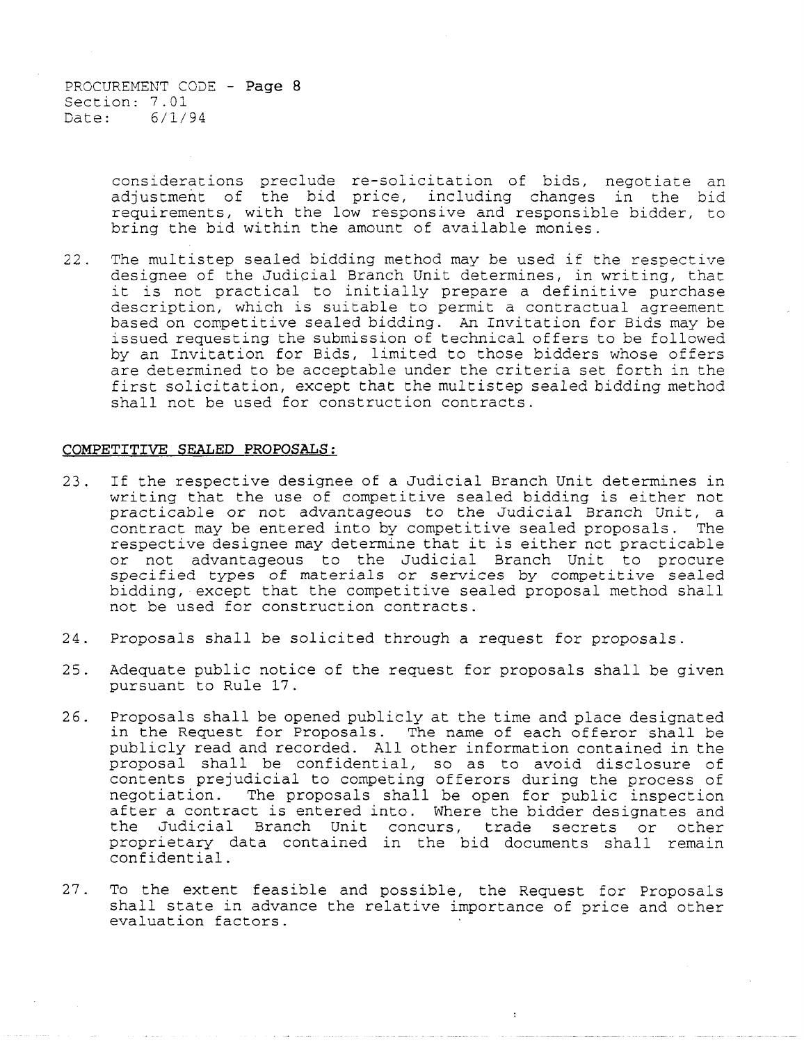considerations preclude re-solicitation of bids, negotiate an adjustment of the bid price, including changes in the bid requirements, with the low responsive and responsible bidder, to bring the bid within the amount of available monies.

22. The multistep sealed bidding method may be used if the respective designee of the Judicial Branch Unit determines, in writing, that it is not practical to initially prepare a definitive purchase description, which is suitable to permit a contractual agreement based on competitive sealed bidding. An Invitation for Bids may be issued requesting the submission of technical offers to be followed by an Invitation for Bids, limited to those bidders whose offers are determined to be acceptable under the criteria set forth in the first solicitation, except that the multistep sealed bidding method shall not be used for construction contracts.

<u>COMPETITIVE SEALED PROPOSALS:</u>

23. If the respective designee of a Judicial Branch Unit determines in writing that the use of competitive sealed bidding is either not practicable or not advantageous to the Judicial Branch Unit, a contract may be entered into by competitive sealed proposals. The respective designee may determine that it is either not practicable or not advantageous to the Judicial Branch Unit to procure specified types of materials or services by competitive sealed bidding, except that the competitive sealed proposal method shall not be used for construction contracts.

24. Proposals shall be solicited through a request for proposals.

25. Adequate public notice of the request for proposals shall be given pursuant to Rule 17.

26. Proposals shall be opened publicly at the time and place designated in the Request for Proposals. The name of each offeror shall be publicly read and recorded. All other information contained in the proposal shall be confidential, so as to avoid disclosure of contents prejudicial to competing offerors during the process of negotiation. The proposals shall be open for public inspection after a contract is entered into. Where the bidder designates and the Judicial Branch Unit concurs, trade secrets or other proprietary data contained in the bid documents shall remain confidential.

27. To the extent feasible and possible, the Request for Proposals shall state in advance the relative importance of price and other evaluation factors.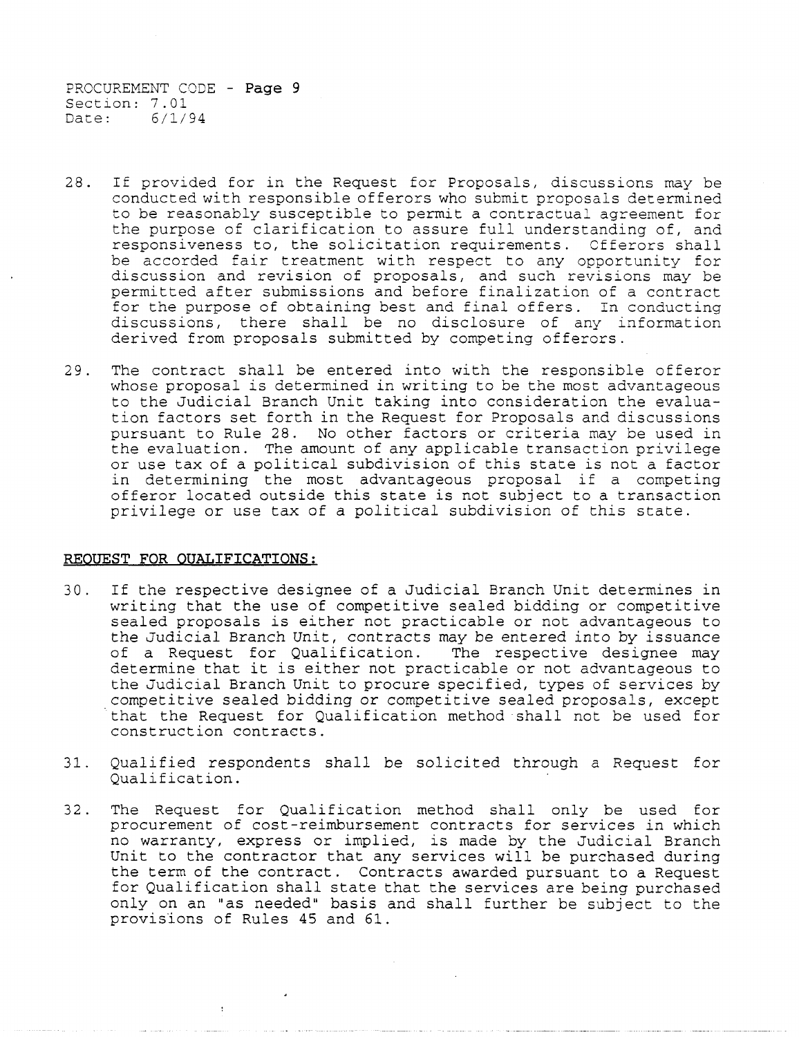28. If provided for in the Request for Proposals, discussions may be conducted with responsible offerors who submit proposals determined to be reasonably susceptible to permit a contractual agreement for the purpose of clarification to assure full understanding of, and responsiveness to, the solicitation requirements. Offerors shall be accorded fair treatment with respect to any opportunity for discussion and revision of proposals, and such revisions may be permitted after submissions and before finalization of a contract for the purpose of obtaining best and final offers. In conducting discussions, there shall be no disclosure of any information derived from proposals submitted by competing offerors.

29. The contract shall be entered into with the responsible offeror whose proposal is determined in writing to be the most advantageous to the Judicial Branch Unit taking into consideration the evaluation factors set forth in the Request for Proposals and discussions pursuant to Rule 28. No other factors or criteria may be used in the evaluation. The amount of any applicable transaction privilege or use tax of a political subdivision of this state is not a factor in determining the most advantageous proposal if a competing offeror located outside this state is not subject to a transaction privilege or use tax of a political subdivision of this state.

**REQUEST FOR QUALIFICATIONS:**

30. If the respective designee of a Judicial Branch Unit determines in writing that the use of competitive sealed bidding or competitive sealed proposals is either not practicable or not advantageous to the Judicial Branch Unit, contracts may be entered into by issuance of a Request for Qualification. The respective designee may determine that it is either not practicable or not advantageous to the Judicial Branch Unit to procure specified, types of services by competitive sealed bidding or competitive sealed proposals, except that the Request for Qualification method shall not be used for construction contracts.

31. Qualified respondents shall be solicited through a Request for Qualification.

32. The Request for Qualification method shall only be used for procurement of cost-reimbursement contracts for services in which no warranty, express or implied, is made by the Judicial Branch Unit to the contractor that any services will be purchased during the term of the contract. Contracts awarded pursuant to a Request for Qualification shall state that the services are being purchased only on an "as needed" basis and shall further be subject to the provisions of Rules 45 and 61.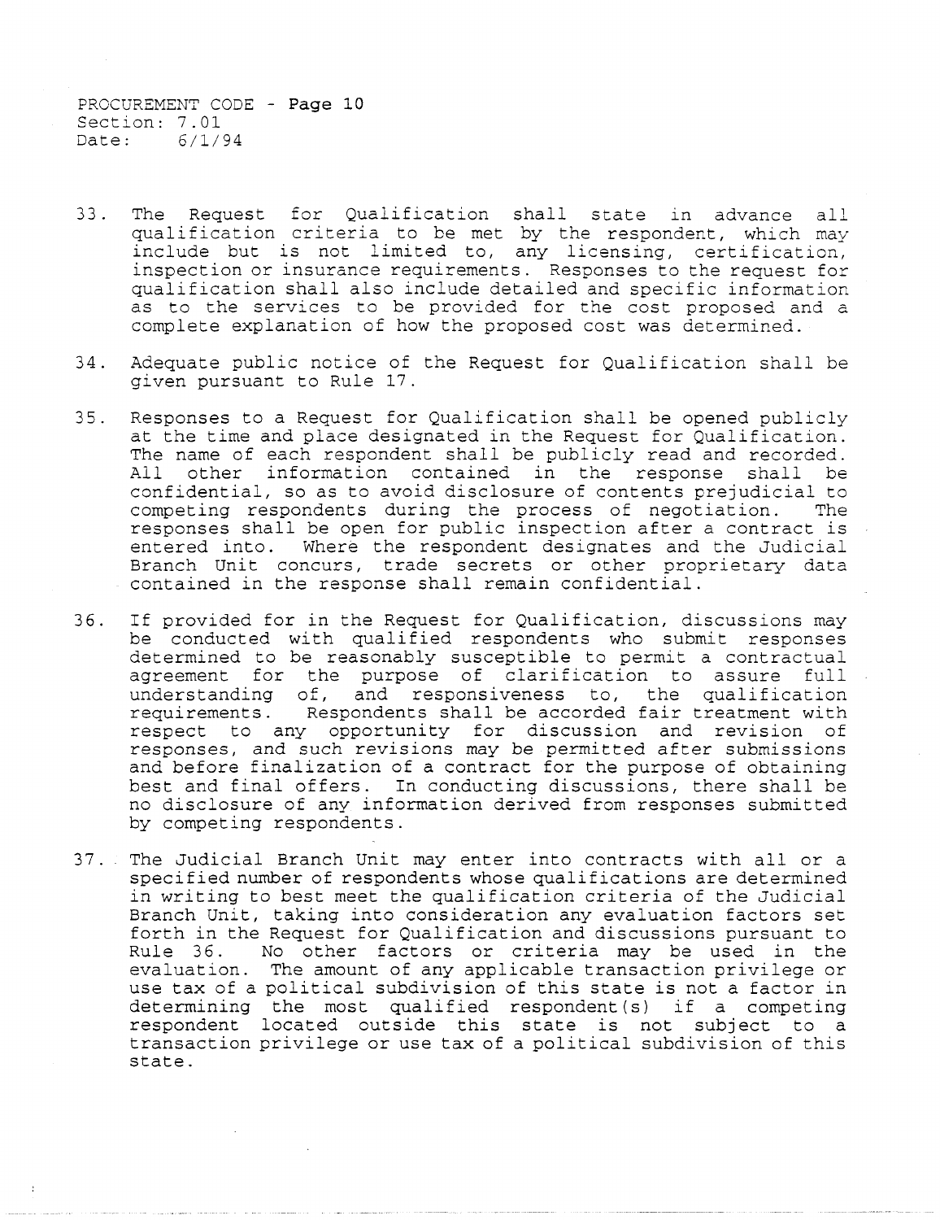33. The Request for Qualification shall state in advance all qualification criteria to be met by the respondent, which may include but is not limited to, any licensing, certification, inspection or insurance requirements. Responses to the request for qualification shall also include detailed and specific information as to the services to be provided for the cost proposed and a complete explanation of how the proposed cost was determined.

34. Adequate public notice of the Request for Qualification shall be given pursuant to Rule 17.

35. Responses to a Request for Qualification shall be opened publicly at the time and place designated in the Request for Qualification. The name of each respondent shall be publicly read and recorded. All other information contained in the response shall be confidential, so as to avoid disclosure of contents prejudicial to competing respondents during the process of negotiation. The responses shall be open for public inspection after a contract is entered into. Where the respondent designates and the Judicial Branch Unit concurs, trade secrets or other proprietary data contained in the response shall remain confidential.

36. If provided for in the Request for Qualification, discussions may be conducted with qualified respondents who submit responses determined to be reasonably susceptible to permit a contractual agreement for the purpose of clarification to assure full understanding of, and responsiveness to, the qualification requirements. Respondents shall be accorded fair treatment with respect to any opportunity for discussion and revision of responses, and such revisions may be permitted after submissions and before finalization of a contract for the purpose of obtaining best and final offers. In conducting discussions, there shall be no disclosure of any information derived from responses submitted by competing respondents.

37. The Judicial Branch Unit may enter into contracts with all or a specified number of respondents whose qualifications are determined in writing to best meet the qualification criteria of the Judicial Branch Unit, taking into consideration any evaluation factors set forth in the Request for Qualification and discussions pursuant to Rule 36. No other factors or criteria may be used in the evaluation. The amount of any applicable transaction privilege or use tax of a political subdivision of this state is not a factor in determining the most qualified respondent(s) if a competing respondent located outside this state is not subject to a transaction privilege or use tax of a political subdivision of this state.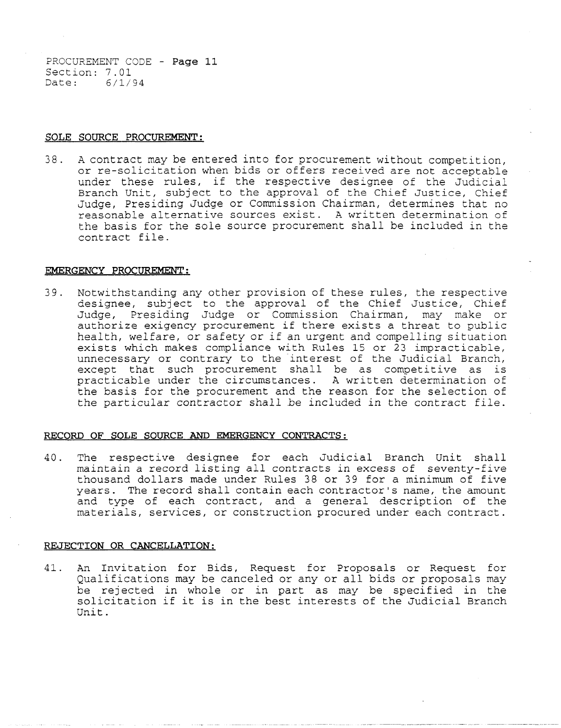## SOLE SOURCE PROCUREMENT:

38. A contract may be entered into for procurement without competition, or re-solicitation when bids or offers received are not acceptable under these rules, if the respective designee of the Judicial Branch Unit, subject to the approval of the Chief Justice, Chief Judge, Presiding Judge or Commission Chairman, determines that no reasonable alternative sources exist. A written determination of the basis for the sole source procurement shall be included in the contract file.

## EMERGENCY PROCUREMENT:

39. Notwithstanding any other provision of these rules, the respective designee, subject to the approval of the Chief Justice, Chief Judge, Presiding Judge or Commission Chairman, may make or authorize exigency procurement if there exists a threat to public health, welfare, or safety or if an urgent and compelling situation exists which makes compliance with Rules 15 or 23 impracticable, unnecessary or contrary to the interest of the Judicial Branch, except that such procurement shall be as competitive as is practicable under the circumstances. A written determination of the basis for the procurement and the reason for the selection of the particular contractor shall be included in the contract file.

## RECORD OF SOLE SOURCE AND EMERGENCY CONTRACTS:

40. The respective designee for each Judicial Branch Unit shall maintain a record listing all contracts in excess of seventy-five thousand dollars made under Rules 38 or 39 for a minimum of five years. The record shall contain each contractor's name, the amount and type of each contract, and a general description of the materials, services, or construction procured under each contract.

## REJECTION OR CANCELLATION:

41. An Invitation for Bids, Request for Proposals or Request for Qualifications may be canceled or any or all bids or proposals may be rejected in whole or in part as may be specified in the solicitation if it is in the best interests of the Judicial Branch Unit.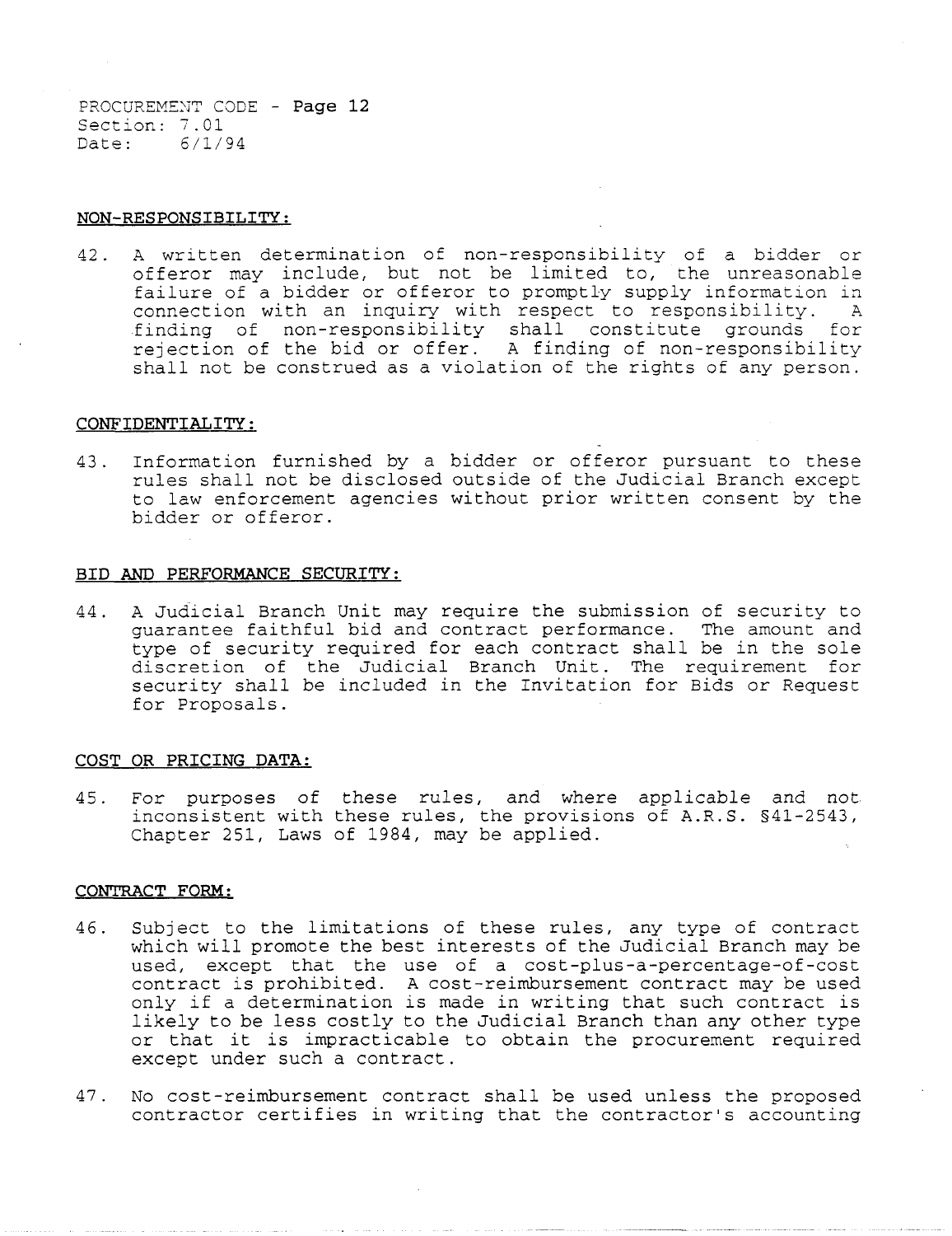## NON-RESPONSIBILITY:

42. A written determination of non-responsibility of a bidder or offeror may include, but not be limited to, the unreasonable failure of a bidder or offeror to promptly supply information in connection with an inquiry with respect to responsibility. A finding of non-responsibility shall constitute grounds for rejection of the bid or offer. A finding of non-responsibility shall not be construed as a violation of the rights of any person.

## CONFIDENTIALITY:

43. Information furnished by a bidder or offeror pursuant to these rules shall not be disclosed outside of the Judicial Branch except to law enforcement agencies without prior written consent by the bidder or offeror.

## BID AND PERFORMANCE SECURITY:

44. A Judicial Branch Unit may require the submission of security to guarantee faithful bid and contract performance. The amount and type of security required for each contract shall be in the sole discretion of the Judicial Branch Unit. The requirement for security shall be included in the Invitation for Bids or Request for Proposals.

## COST OR PRICING DATA:

45. For purposes of these rules, and where applicable and not inconsistent with these rules, the provisions of A.R.S. §41-2543, Chapter 251, Laws of 1984, may be applied.

## CONTRACT FORM:

46. Subject to the limitations of these rules, any type of contract which will promote the best interests of the Judicial Branch may be used, except that the use of a cost-plus-a-percentage-of-cost contract is prohibited. A cost-reimbursement contract may be used only if a determination is made in writing that such contract is likely to be less costly to the Judicial Branch than any other type or that it is impracticable to obtain the procurement required except under such a contract.

47. No cost-reimbursement contract shall be used unless the proposed contractor certifies in writing that the contractor's accounting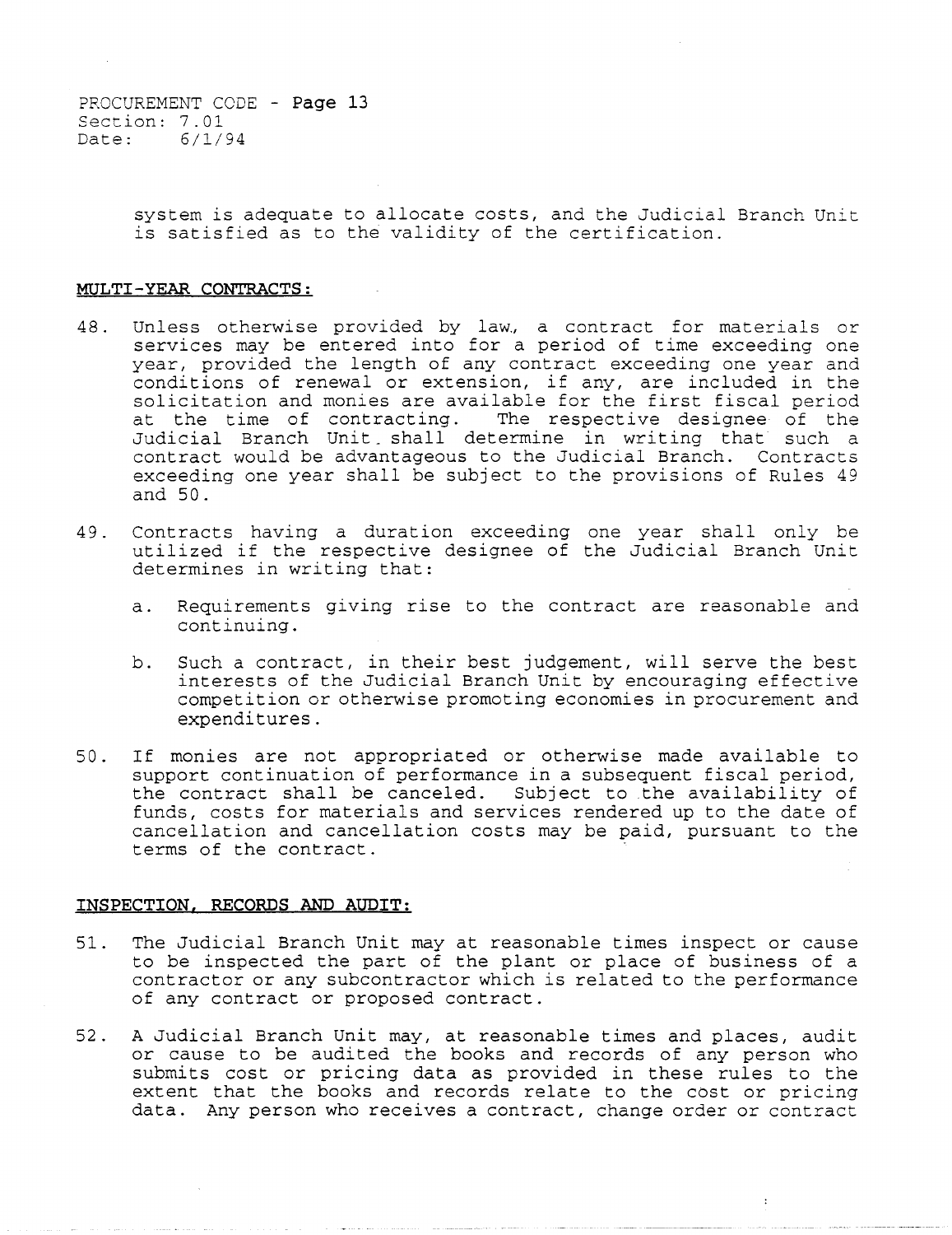system is adequate to allocate costs, and the Judicial Branch Unit is satisfied as to the validity of the certification.

**MULTI-YEAR CONTRACTS:**

48. Unless otherwise provided by law, a contract for materials or services may be entered into for a period of time exceeding one year, provided the length of any contract exceeding one year and conditions of renewal or extension, if any, are included in the solicitation and monies are available for the first fiscal period at the time of contracting. The respective designee of the Judicial Branch Unit shall determine in writing that such a contract would be advantageous to the Judicial Branch. Contracts exceeding one year shall be subject to the provisions of Rules 49 and 50.

49. Contracts having a duration exceeding one year shall only be utilized if the respective designee of the Judicial Branch Unit determines in writing that:

    a. Requirements giving rise to the contract are reasonable and continuing.

    b. Such a contract, in their best judgement, will serve the best interests of the Judicial Branch Unit by encouraging effective competition or otherwise promoting economies in procurement and expenditures.

50. If monies are not appropriated or otherwise made available to support continuation of performance in a subsequent fiscal period, the contract shall be canceled. Subject to the availability of funds, costs for materials and services rendered up to the date of cancellation and cancellation costs may be paid, pursuant to the terms of the contract.

**INSPECTION, RECORDS AND AUDIT:**

51. The Judicial Branch Unit may at reasonable times inspect or cause to be inspected the part of the plant or place of business of a contractor or any subcontractor which is related to the performance of any contract or proposed contract.

52. A Judicial Branch Unit may, at reasonable times and places, audit or cause to be audited the books and records of any person who submits cost or pricing data as provided in these rules to the extent that the books and records relate to the cost or pricing data. Any person who receives a contract, change order or contract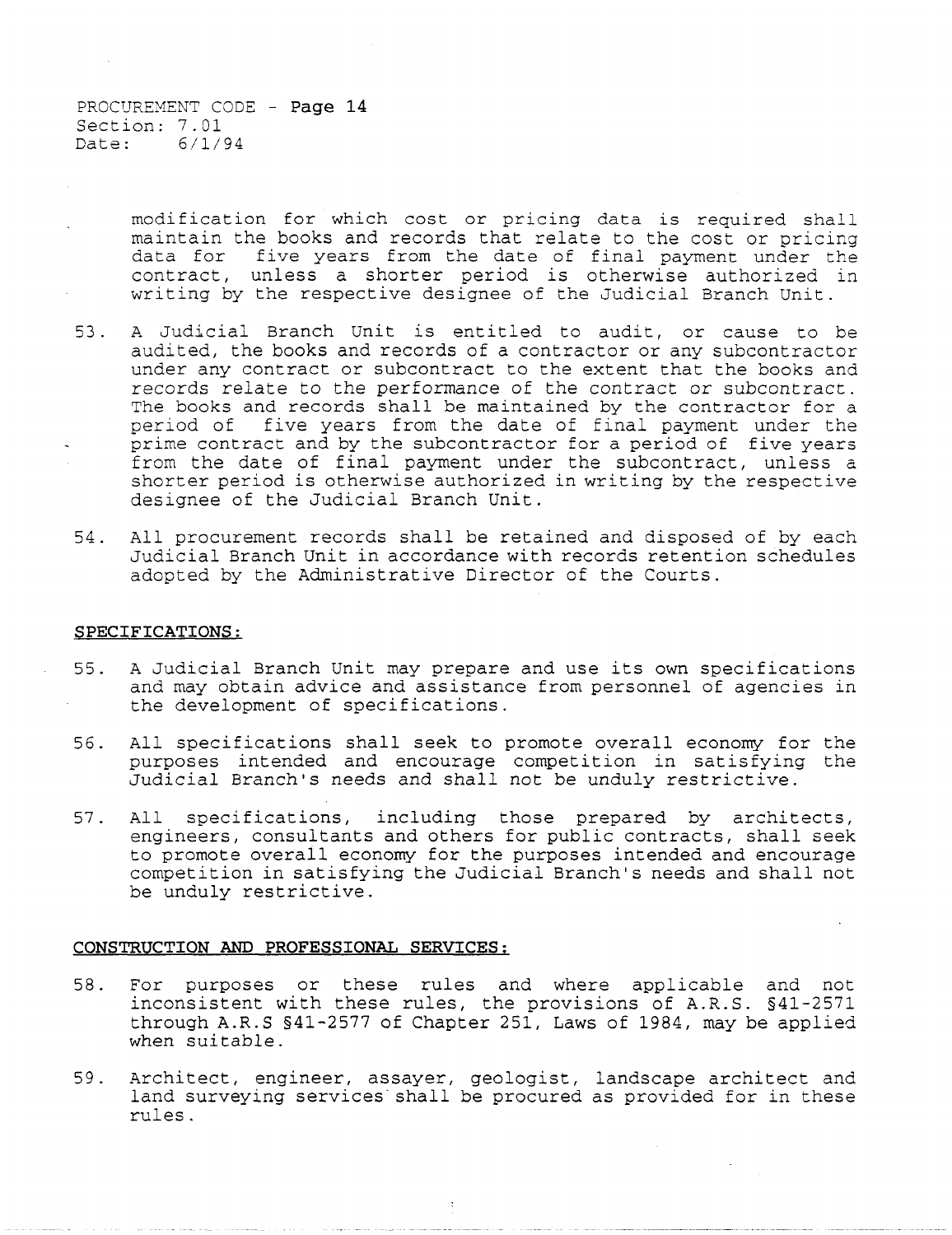modification for which cost or pricing data is required shall maintain the books and records that relate to the cost or pricing data for five years from the date of final payment under the contract, unless a shorter period is otherwise authorized in writing by the respective designee of the Judicial Branch Unit.

53. A Judicial Branch Unit is entitled to audit, or cause to be audited, the books and records of a contractor or any subcontractor under any contract or subcontract to the extent that the books and records relate to the performance of the contract or subcontract. The books and records shall be maintained by the contractor for a period of five years from the date of final payment under the prime contract and by the subcontractor for a period of five years from the date of final payment under the subcontract, unless a shorter period is otherwise authorized in writing by the respective designee of the Judicial Branch Unit.

54. All procurement records shall be retained and disposed of by each Judicial Branch Unit in accordance with records retention schedules adopted by the Administrative Director of the Courts.

## SPECIFICATIONS:

55. A Judicial Branch Unit may prepare and use its own specifications and may obtain advice and assistance from personnel of agencies in the development of specifications.

56. All specifications shall seek to promote overall economy for the purposes intended and encourage competition in satisfying the Judicial Branch's needs and shall not be unduly restrictive.

57. All specifications, including those prepared by architects, engineers, consultants and others for public contracts, shall seek to promote overall economy for the purposes intended and encourage competition in satisfying the Judicial Branch's needs and shall not be unduly restrictive.

## CONSTRUCTION AND PROFESSIONAL SERVICES:

58. For purposes or these rules and where applicable and not inconsistent with these rules, the provisions of A.R.S. §41-2571 through A.R.S §41-2577 of Chapter 251, Laws of 1984, may be applied when suitable.

59. Architect, engineer, assayer, geologist, landscape architect and land surveying services shall be procured as provided for in these rules.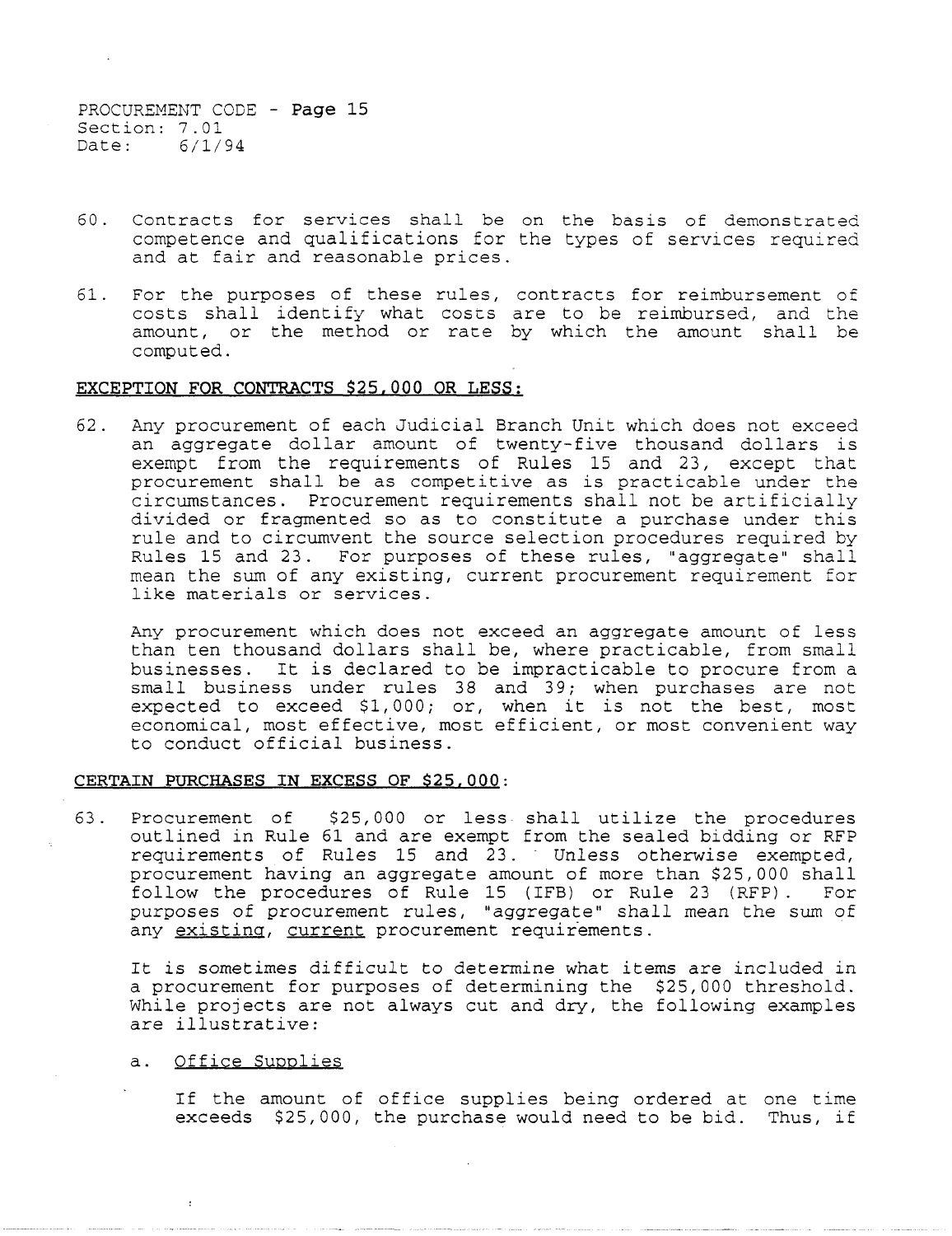60. Contracts for services shall be on the basis of demonstrated competence and qualifications for the types of services required and at fair and reasonable prices.

61. For the purposes of these rules, contracts for reimbursement of costs shall identify what costs are to be reimbursed, and the amount, or the method or rate by which the amount shall be computed.

**EXCEPTION FOR CONTRACTS $25,000 OR LESS:**

62. Any procurement of each Judicial Branch Unit which does not exceed an aggregate dollar amount of twenty-five thousand dollars is exempt from the requirements of Rules 15 and 23, except that procurement shall be as competitive as is practicable under the circumstances. Procurement requirements shall not be artificially divided or fragmented so as to constitute a purchase under this rule and to circumvent the source selection procedures required by Rules 15 and 23. For purposes of these rules, "aggregate" shall mean the sum of any existing, current procurement requirement for like materials or services.

    Any procurement which does not exceed an aggregate amount of less than ten thousand dollars shall be, where practicable, from small businesses. It is declared to be impracticable to procure from a small business under rules 38 and 39; when purchases are not expected to exceed $1,000; or, when it is not the best, most economical, most effective, most efficient, or most convenient way to conduct official business.

**CERTAIN PURCHASES IN EXCESS OF $25,000:**

63. Procurement of $25,000 or less shall utilize the procedures outlined in Rule 61 and are exempt from the sealed bidding or RFP requirements of Rules 15 and 23. Unless otherwise exempted, procurement having an aggregate amount of more than $25,000 shall follow the procedures of Rule 15 (IFB) or Rule 23 (RFP). For purposes of procurement rules, "aggregate" shall mean the sum of any existing, current procurement requirements.

    It is sometimes difficult to determine what items are included in a procurement for purposes of determining the $25,000 threshold. While projects are not always cut and dry, the following examples are illustrative:

    a. Office Supplies

    If the amount of office supplies being ordered at one time exceeds $25,000, the purchase would need to be bid. Thus, if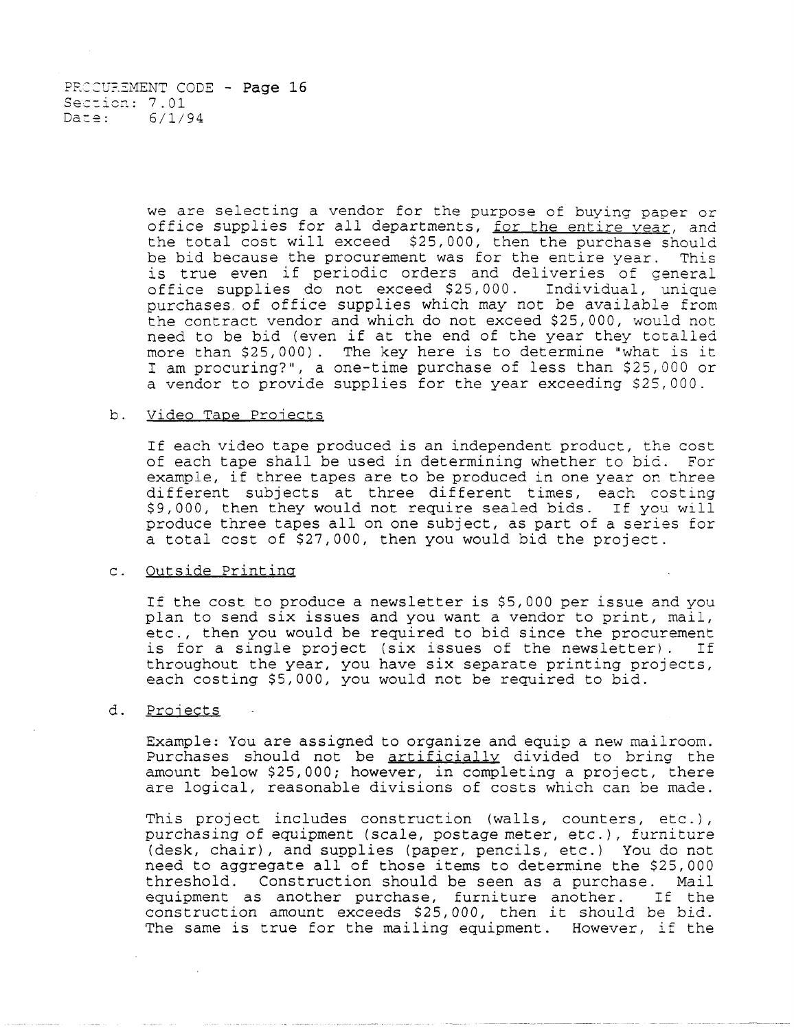we are selecting a vendor for the purpose of buying paper or office supplies for all departments, for the entire year, and the total cost will exceed $25,000, then the purchase should be bid because the procurement was for the entire year. This is true even if periodic orders and deliveries of general office supplies do not exceed $25,000. Individual, unique purchases of office supplies which may not be available from the contract vendor and which do not exceed $25,000, would not need to be bid (even if at the end of the year they totalled more than $25,000). The key here is to determine "what is it I am procuring?", a one-time purchase of less than $25,000 or a vendor to provide supplies for the year exceeding $25,000.

b. Video Tape Projects

If each video tape produced is an independent product, the cost of each tape shall be used in determining whether to bid. For example, if three tapes are to be produced in one year on three different subjects at three different times, each costing $9,000, then they would not require sealed bids. If you will produce three tapes all on one subject, as part of a series for a total cost of $27,000, then you would bid the project.

c. Outside Printing

If the cost to produce a newsletter is $5,000 per issue and you plan to send six issues and you want a vendor to print, mail, etc., then you would be required to bid since the procurement is for a single project (six issues of the newsletter). If throughout the year, you have six separate printing projects, each costing $5,000, you would not be required to bid.

d. Projects

Example: You are assigned to organize and equip a new mailroom. Purchases should not be artificially divided to bring the amount below $25,000; however, in completing a project, there are logical, reasonable divisions of costs which can be made.

This project includes construction (walls, counters, etc.), purchasing of equipment (scale, postage meter, etc.), furniture (desk, chair), and supplies (paper, pencils, etc.) You do not need to aggregate all of those items to determine the $25,000 threshold. Construction should be seen as a purchase. Mail equipment as another purchase, furniture another. If the construction amount exceeds $25,000, then it should be bid. The same is true for the mailing equipment. However, if the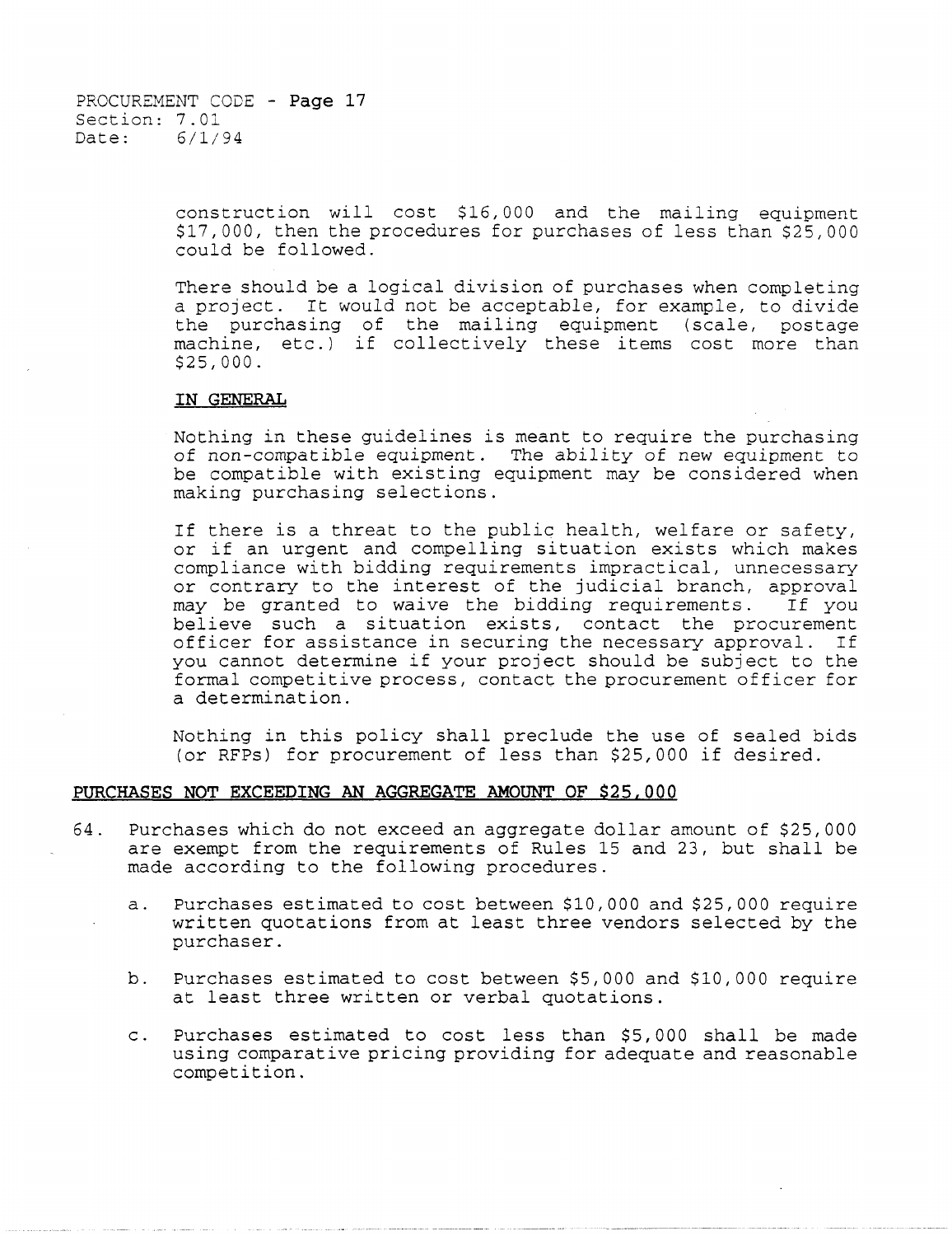construction will cost $16,000 and the mailing equipment $17,000, then the procedures for purchases of less than $25,000 could be followed.

There should be a logical division of purchases when completing a project. It would not be acceptable, for example, to divide the purchasing of the mailing equipment (scale, postage machine, etc.) if collectively these items cost more than $25,000.

IN GENERAL

Nothing in these guidelines is meant to require the purchasing of non-compatible equipment. The ability of new equipment to be compatible with existing equipment may be considered when making purchasing selections.

If there is a threat to the public health, welfare or safety, or if an urgent and compelling situation exists which makes compliance with bidding requirements impractical, unnecessary or contrary to the interest of the judicial branch, approval may be granted to waive the bidding requirements. If you believe such a situation exists, contact the procurement officer for assistance in securing the necessary approval. If you cannot determine if your project should be subject to the formal competitive process, contact the procurement officer for a determination.

Nothing in this policy shall preclude the use of sealed bids (or RFPs) for procurement of less than $25,000 if desired.

## PURCHASES NOT EXCEEDING AN AGGREGATE AMOUNT OF $25,000

64. Purchases which do not exceed an aggregate dollar amount of $25,000 are exempt from the requirements of Rules 15 and 23, but shall be made according to the following procedures.

    a. Purchases estimated to cost between $10,000 and $25,000 require written quotations from at least three vendors selected by the purchaser.

    b. Purchases estimated to cost between $5,000 and $10,000 require at least three written or verbal quotations.

    c. Purchases estimated to cost less than $5,000 shall be made using comparative pricing providing for adequate and reasonable competition.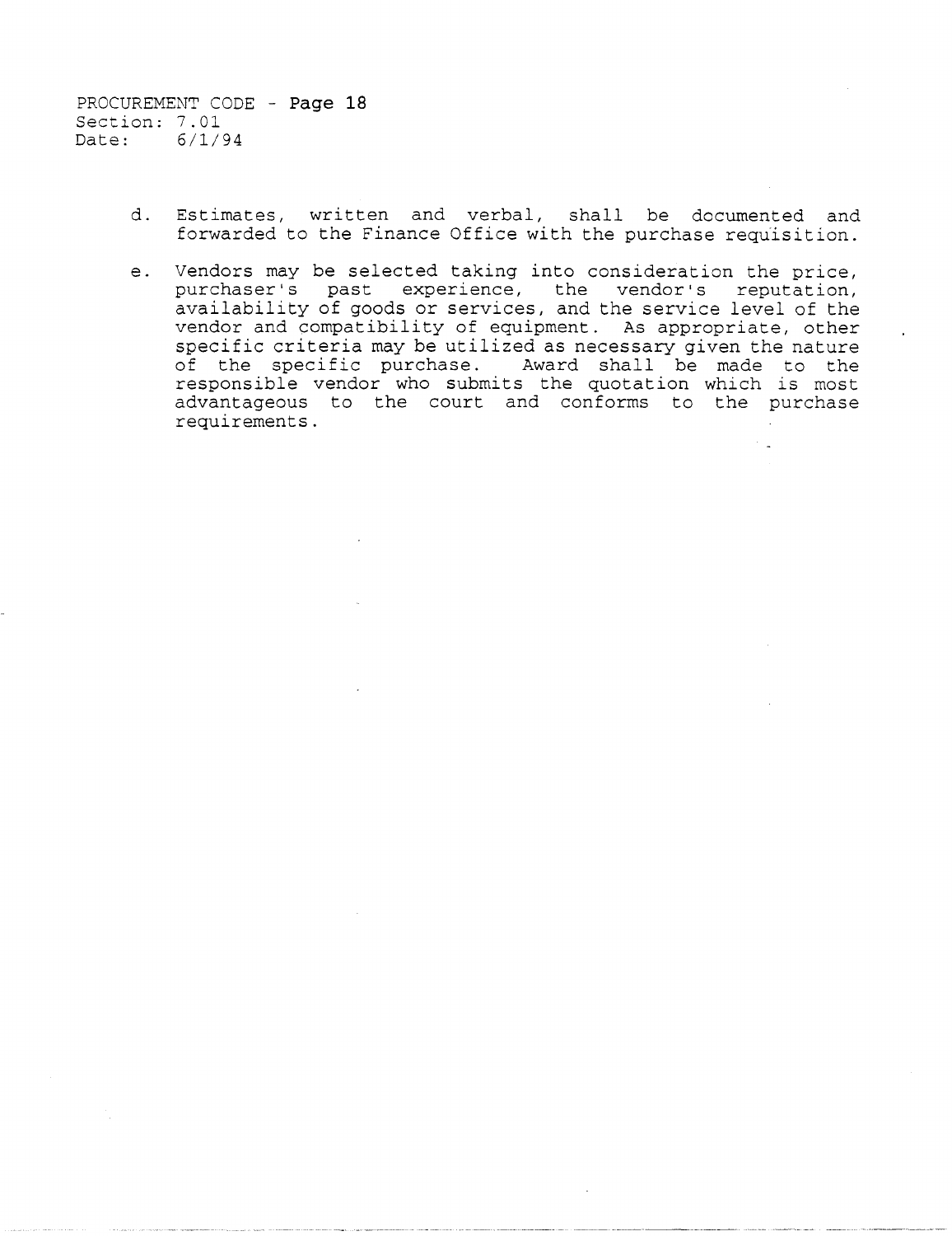d. Estimates, written and verbal, shall be documented and forwarded to the Finance Office with the purchase requisition.

e. Vendors may be selected taking into consideration the price, purchaser's past experience, the vendor's reputation, availability of goods or services, and the service level of the vendor and compatibility of equipment. As appropriate, other specific criteria may be utilized as necessary given the nature of the specific purchase. Award shall be made to the responsible vendor who submits the quotation which is most advantageous to the court and conforms to the purchase requirements.